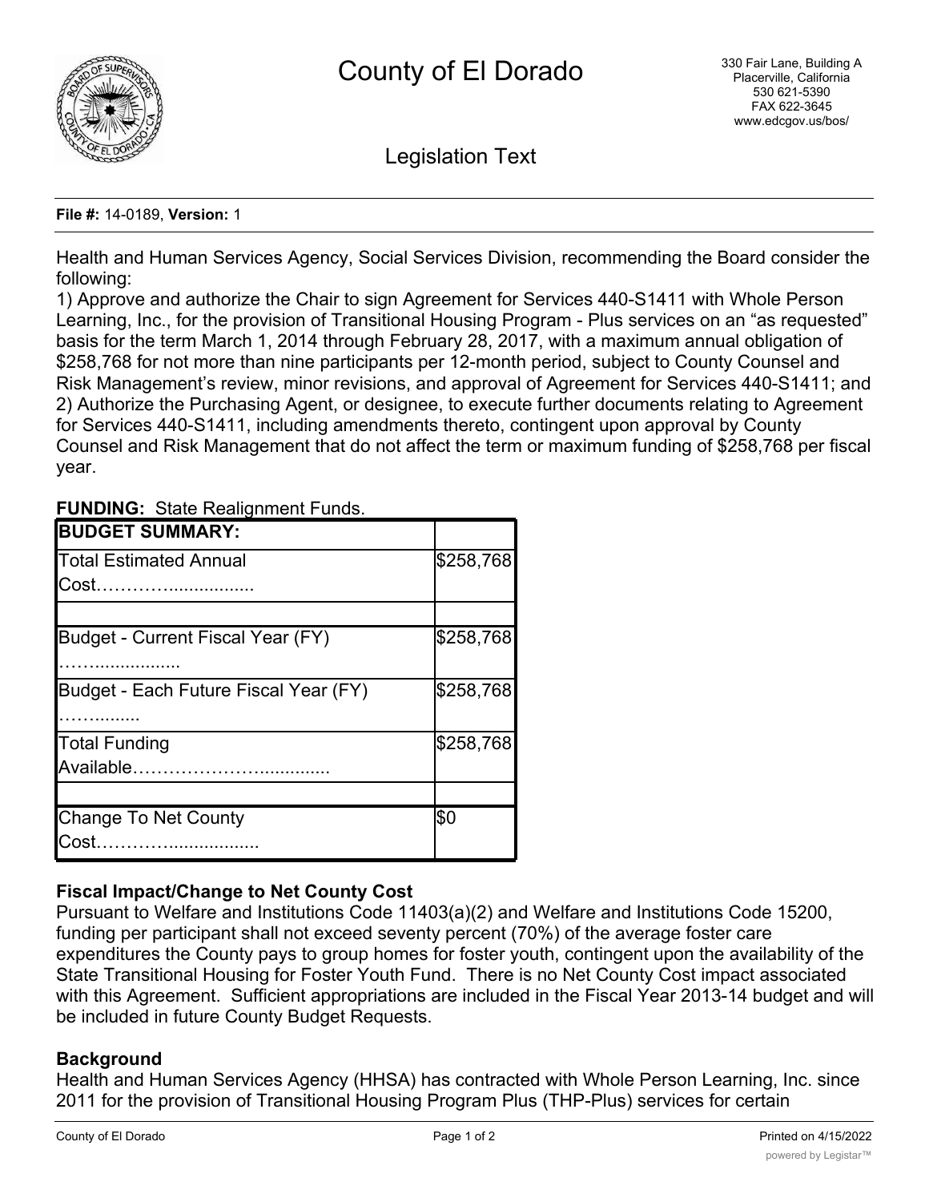# County of El Dorado

330 Fair Lane, Building A
Placerville, California
530 621-5390
FAX 622-3645
www.edcgov.us/bos/

## Legislation Text

**File #:** 14-0189, **Version:** 1

Health and Human Services Agency, Social Services Division, recommending the Board consider the following:

1) Approve and authorize the Chair to sign Agreement for Services 440-S1411 with Whole Person Learning, Inc., for the provision of Transitional Housing Program - Plus services on an "as requested" basis for the term March 1, 2014 through February 28, 2017, with a maximum annual obligation of $258,768 for not more than nine participants per 12-month period, subject to County Counsel and Risk Management's review, minor revisions, and approval of Agreement for Services 440-S1411; and
2) Authorize the Purchasing Agent, or designee, to execute further documents relating to Agreement for Services 440-S1411, including amendments thereto, contingent upon approval by County Counsel and Risk Management that do not affect the term or maximum funding of $258,768 per fiscal year.

**FUNDING:** State Realignment Funds.

| **BUDGET SUMMARY:** | |
|---|---|
| Total Estimated Annual Cost…………................ | $258,768 |
| | |
| Budget - Current Fiscal Year (FY) ……................. | $258,768 |
| Budget - Each Future Fiscal Year (FY) ………......... | $258,768 |
| Total Funding Available……………………............... | $258,768 |
| | |
| Change To Net County Cost…………................... | $0 |

### Fiscal Impact/Change to Net County Cost

Pursuant to Welfare and Institutions Code 11403(a)(2) and Welfare and Institutions Code 15200, funding per participant shall not exceed seventy percent (70%) of the average foster care expenditures the County pays to group homes for foster youth, contingent upon the availability of the State Transitional Housing for Foster Youth Fund. There is no Net County Cost impact associated with this Agreement. Sufficient appropriations are included in the Fiscal Year 2013-14 budget and will be included in future County Budget Requests.

### Background

Health and Human Services Agency (HHSA) has contracted with Whole Person Learning, Inc. since 2011 for the provision of Transitional Housing Program Plus (THP-Plus) services for certain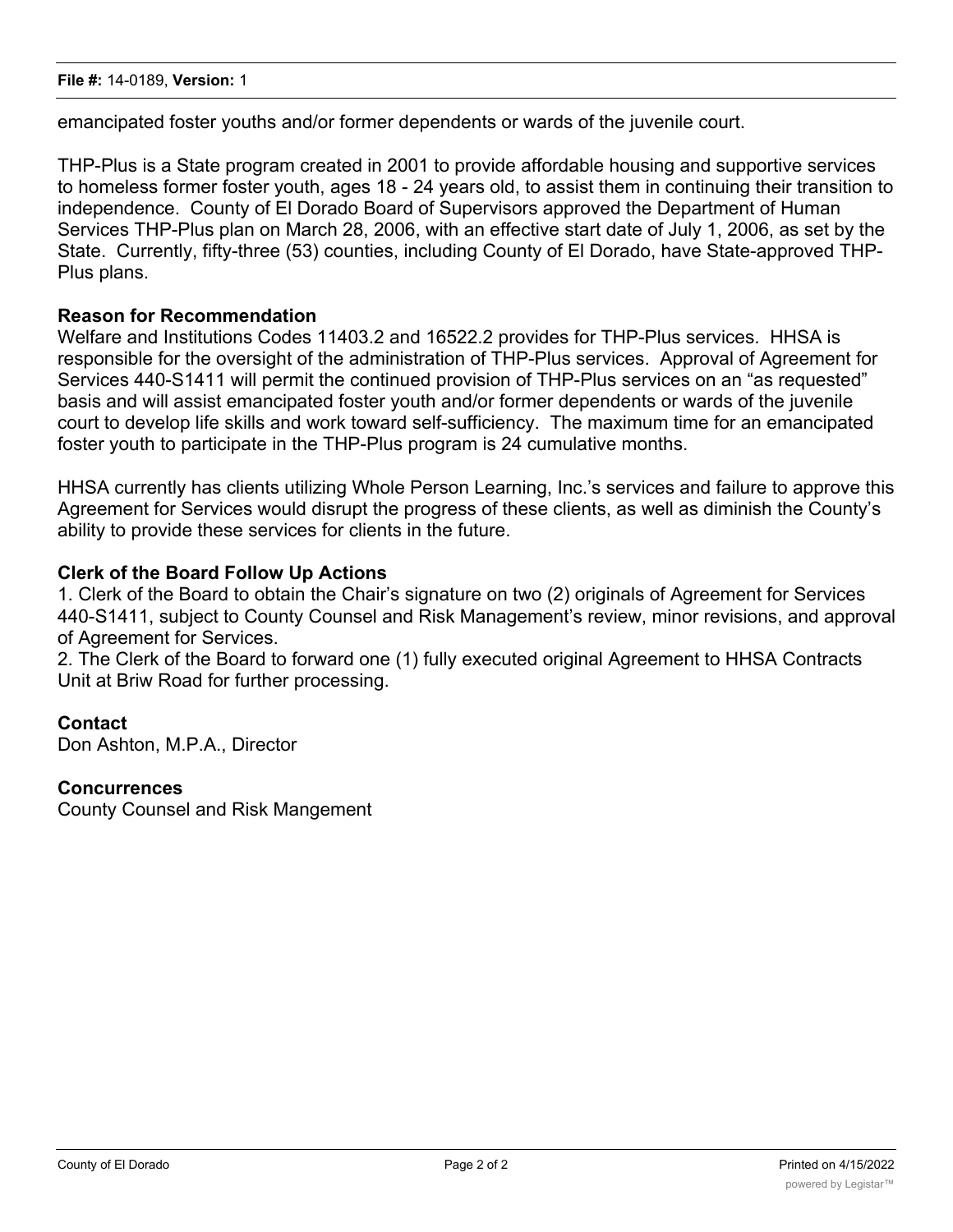emancipated foster youths and/or former dependents or wards of the juvenile court.

THP-Plus is a State program created in 2001 to provide affordable housing and supportive services to homeless former foster youth, ages 18 - 24 years old, to assist them in continuing their transition to independence. County of El Dorado Board of Supervisors approved the Department of Human Services THP-Plus plan on March 28, 2006, with an effective start date of July 1, 2006, as set by the State. Currently, fifty-three (53) counties, including County of El Dorado, have State-approved THP-Plus plans.

## Reason for Recommendation

Welfare and Institutions Codes 11403.2 and 16522.2 provides for THP-Plus services. HHSA is responsible for the oversight of the administration of THP-Plus services. Approval of Agreement for Services 440-S1411 will permit the continued provision of THP-Plus services on an "as requested" basis and will assist emancipated foster youth and/or former dependents or wards of the juvenile court to develop life skills and work toward self-sufficiency. The maximum time for an emancipated foster youth to participate in the THP-Plus program is 24 cumulative months.

HHSA currently has clients utilizing Whole Person Learning, Inc.'s services and failure to approve this Agreement for Services would disrupt the progress of these clients, as well as diminish the County's ability to provide these services for clients in the future.

## Clerk of the Board Follow Up Actions

1. Clerk of the Board to obtain the Chair's signature on two (2) originals of Agreement for Services 440-S1411, subject to County Counsel and Risk Management's review, minor revisions, and approval of Agreement for Services.
2. The Clerk of the Board to forward one (1) fully executed original Agreement to HHSA Contracts Unit at Briw Road for further processing.

## Contact

Don Ashton, M.P.A., Director

## Concurrences

County Counsel and Risk Mangement